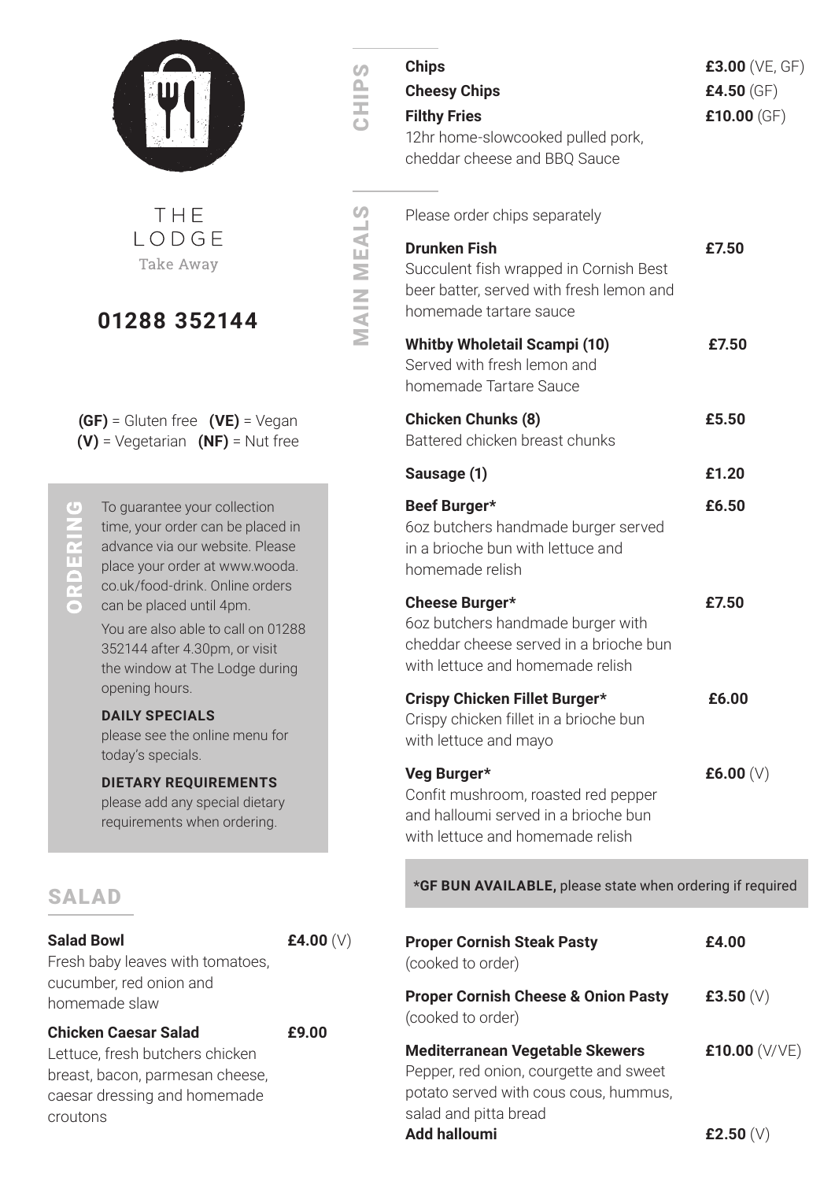# THE LODGE

Take Away

## 01288 352144

**(GF)** = Gluten free **(VE)** = Vegan
**(V)** = Vegetarian **(NF)** = Nut free

### ORDERING

To guarantee your collection time, your order can be placed in advance via our website. Please place your order at www.wooda.co.uk/food-drink. Online orders can be placed until 4pm.

You are also able to call on 01288 352144 after 4.30pm, or visit the window at The Lodge during opening hours.

**DAILY SPECIALS**
please see the online menu for today's specials.

**DIETARY REQUIREMENTS**
please add any special dietary requirements when ordering.

## SALAD

**Salad Bowl** — **£4.00** (V)
Fresh baby leaves with tomatoes, cucumber, red onion and homemade slaw

**Chicken Caesar Salad** — **£9.00**
Lettuce, fresh butchers chicken breast, bacon, parmesan cheese, caesar dressing and homemade croutons

## CHIPS

**Chips** — **£3.00** (VE, GF)

**Cheesy Chips** — **£4.50** (GF)

**Filthy Fries** — **£10.00** (GF)
12hr home-slowcooked pulled pork, cheddar cheese and BBQ Sauce

## MAIN MEALS

Please order chips separately

**Drunken Fish** — **£7.50**
Succulent fish wrapped in Cornish Best beer batter, served with fresh lemon and homemade tartare sauce

**Whitby Wholetail Scampi (10)** — **£7.50**
Served with fresh lemon and homemade Tartare Sauce

**Chicken Chunks (8)** — **£5.50**
Battered chicken breast chunks

**Sausage (1)** — **£1.20**

**Beef Burger*** — **£6.50**
6oz butchers handmade burger served in a brioche bun with lettuce and homemade relish

**Cheese Burger*** — **£7.50**
6oz butchers handmade burger with cheddar cheese served in a brioche bun with lettuce and homemade relish

**Crispy Chicken Fillet Burger*** — **£6.00**
Crispy chicken fillet in a brioche bun with lettuce and mayo

**Veg Burger*** — **£6.00** (V)
Confit mushroom, roasted red pepper and halloumi served in a brioche bun with lettuce and homemade relish

**\*GF BUN AVAILABLE,** please state when ordering if required

**Proper Cornish Steak Pasty** — **£4.00**
(cooked to order)

**Proper Cornish Cheese & Onion Pasty** — **£3.50** (V)
(cooked to order)

**Mediterranean Vegetable Skewers** — **£10.00** (V/VE)
Pepper, red onion, courgette and sweet potato served with cous cous, hummus, salad and pitta bread

**Add halloumi** — **£2.50** (V)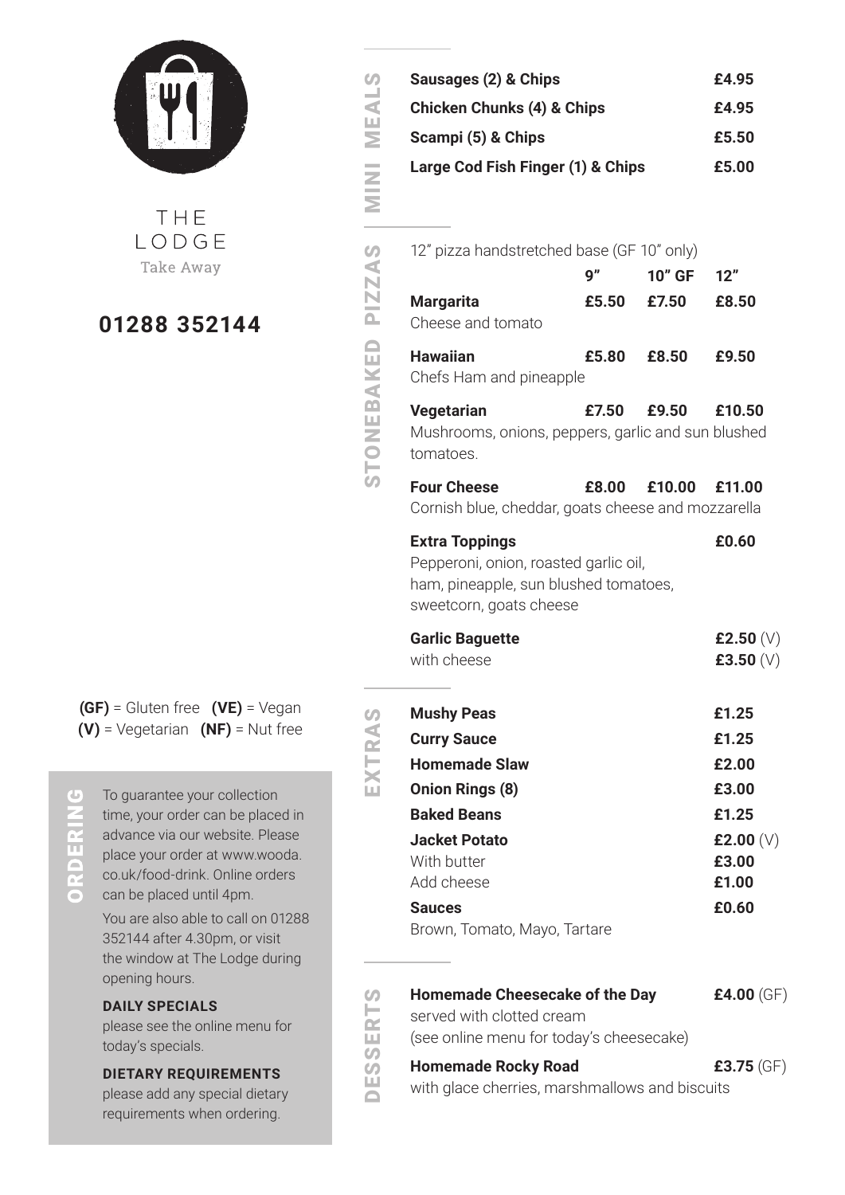# THE LODGE

Take Away

**01288 352144**

**(GF)** = Gluten free **(VE)** = Vegan
**(V)** = Vegetarian **(NF)** = Nut free

## ORDERING

To guarantee your collection time, your order can be placed in advance via our website. Please place your order at www.wooda.co.uk/food-drink. Online orders can be placed until 4pm.

You are also able to call on 01288 352144 after 4.30pm, or visit the window at The Lodge during opening hours.

**DAILY SPECIALS**
please see the online menu for today's specials.

**DIETARY REQUIREMENTS**
please add any special dietary requirements when ordering.

## MINI MEALS

| Item | Price |
|---|---|
| **Sausages (2) & Chips** | **£4.95** |
| **Chicken Chunks (4) & Chips** | **£4.95** |
| **Scampi (5) & Chips** | **£5.50** |
| **Large Cod Fish Finger (1) & Chips** | **£5.00** |

## STONEBAKED PIZZAS

12" pizza handstretched base (GF 10" only)

| | 9" | 10" GF | 12" |
|---|---|---|---|
| **Margarita**<br>Cheese and tomato | **£5.50** | **£7.50** | **£8.50** |
| **Hawaiian**<br>Chefs Ham and pineapple | **£5.80** | **£8.50** | **£9.50** |
| **Vegetarian**<br>Mushrooms, onions, peppers, garlic and sun blushed tomatoes. | **£7.50** | **£9.50** | **£10.50** |
| **Four Cheese**<br>Cornish blue, cheddar, goats cheese and mozzarella | **£8.00** | **£10.00** | **£11.00** |

**Extra Toppings** **£0.60**
Pepperoni, onion, roasted garlic oil, ham, pineapple, sun blushed tomatoes, sweetcorn, goats cheese

**Garlic Baguette** **£2.50** (V)
with cheese **£3.50** (V)

## EXTRAS

| Item | Price |
|---|---|
| **Mushy Peas** | **£1.25** |
| **Curry Sauce** | **£1.25** |
| **Homemade Slaw** | **£2.00** |
| **Onion Rings (8)** | **£3.00** |
| **Baked Beans** | **£1.25** |
| **Jacket Potato** | **£2.00** (V) |
| With butter | **£3.00** |
| Add cheese | **£1.00** |
| **Sauces**<br>Brown, Tomato, Mayo, Tartare | **£0.60** |

## DESSERTS

**Homemade Cheesecake of the Day** **£4.00** (GF)
served with clotted cream
(see online menu for today's cheesecake)

**Homemade Rocky Road** **£3.75** (GF)
with glace cherries, marshmallows and biscuits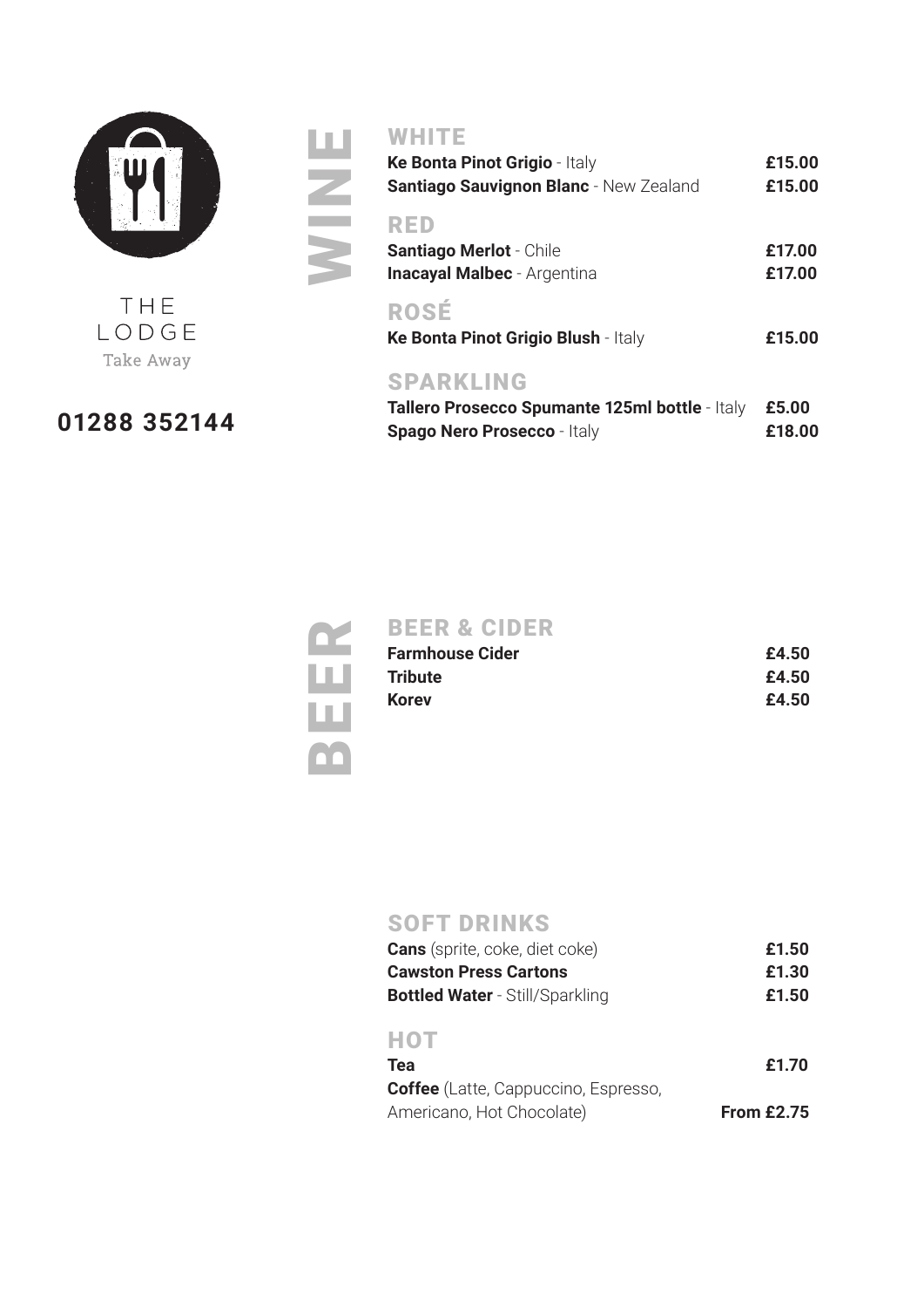THE LODGE

Take Away

**01288 352144**

# WINE

## WHITE

| | |
|---|---|
| **Ke Bonta Pinot Grigio** - Italy | **£15.00** |
| **Santiago Sauvignon Blanc** - New Zealand | **£15.00** |

## RED

| | |
|---|---|
| **Santiago Merlot** - Chile | **£17.00** |
| **Inacayal Malbec** - Argentina | **£17.00** |

## ROSÉ

| | |
|---|---|
| **Ke Bonta Pinot Grigio Blush** - Italy | **£15.00** |

## SPARKLING

| | |
|---|---|
| **Tallero Prosecco Spumante 125ml bottle** - Italy | **£5.00** |
| **Spago Nero Prosecco** - Italy | **£18.00** |

# BEER

## BEER & CIDER

| | |
|---|---|
| **Farmhouse Cider** | **£4.50** |
| **Tribute** | **£4.50** |
| **Korev** | **£4.50** |

## SOFT DRINKS

| | |
|---|---|
| **Cans** (sprite, coke, diet coke) | **£1.50** |
| **Cawston Press Cartons** | **£1.30** |
| **Bottled Water** - Still/Sparkling | **£1.50** |

## HOT

| | |
|---|---|
| **Tea** | **£1.70** |
| **Coffee** (Latte, Cappuccino, Espresso, Americano, Hot Chocolate) | **From £2.75** |